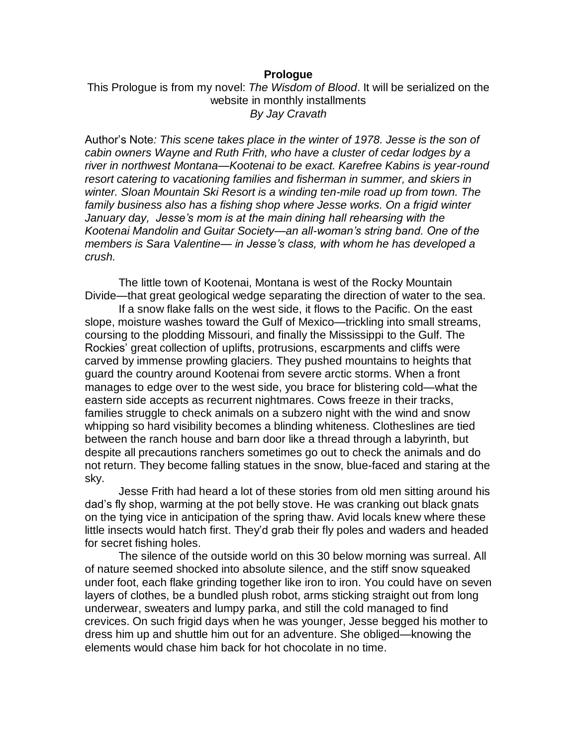# Prologue

This Prologue is from my novel: *The Wisdom of Blood*. It will be serialized on the website in monthly installments
*By Jay Cravath*

Author's Note*: This scene takes place in the winter of 1978. Jesse is the son of cabin owners Wayne and Ruth Frith, who have a cluster of cedar lodges by a river in northwest Montana—Kootenai to be exact. Karefree Kabins is year-round resort catering to vacationing families and fisherman in summer, and skiers in winter. Sloan Mountain Ski Resort is a winding ten-mile road up from town. The family business also has a fishing shop where Jesse works. On a frigid winter January day, Jesse's mom is at the main dining hall rehearsing with the Kootenai Mandolin and Guitar Society—an all-woman's string band. One of the members is Sara Valentine— in Jesse's class, with whom he has developed a crush.*

The little town of Kootenai, Montana is west of the Rocky Mountain Divide—that great geological wedge separating the direction of water to the sea.

If a snow flake falls on the west side, it flows to the Pacific. On the east slope, moisture washes toward the Gulf of Mexico—trickling into small streams, coursing to the plodding Missouri, and finally the Mississippi to the Gulf. The Rockies' great collection of uplifts, protrusions, escarpments and cliffs were carved by immense prowling glaciers. They pushed mountains to heights that guard the country around Kootenai from severe arctic storms. When a front manages to edge over to the west side, you brace for blistering cold—what the eastern side accepts as recurrent nightmares. Cows freeze in their tracks, families struggle to check animals on a subzero night with the wind and snow whipping so hard visibility becomes a blinding whiteness. Clotheslines are tied between the ranch house and barn door like a thread through a labyrinth, but despite all precautions ranchers sometimes go out to check the animals and do not return. They become falling statues in the snow, blue-faced and staring at the sky.

Jesse Frith had heard a lot of these stories from old men sitting around his dad's fly shop, warming at the pot belly stove. He was cranking out black gnats on the tying vice in anticipation of the spring thaw. Avid locals knew where these little insects would hatch first. They'd grab their fly poles and waders and headed for secret fishing holes.

The silence of the outside world on this 30 below morning was surreal. All of nature seemed shocked into absolute silence, and the stiff snow squeaked under foot, each flake grinding together like iron to iron. You could have on seven layers of clothes, be a bundled plush robot, arms sticking straight out from long underwear, sweaters and lumpy parka, and still the cold managed to find crevices. On such frigid days when he was younger, Jesse begged his mother to dress him up and shuttle him out for an adventure. She obliged—knowing the elements would chase him back for hot chocolate in no time.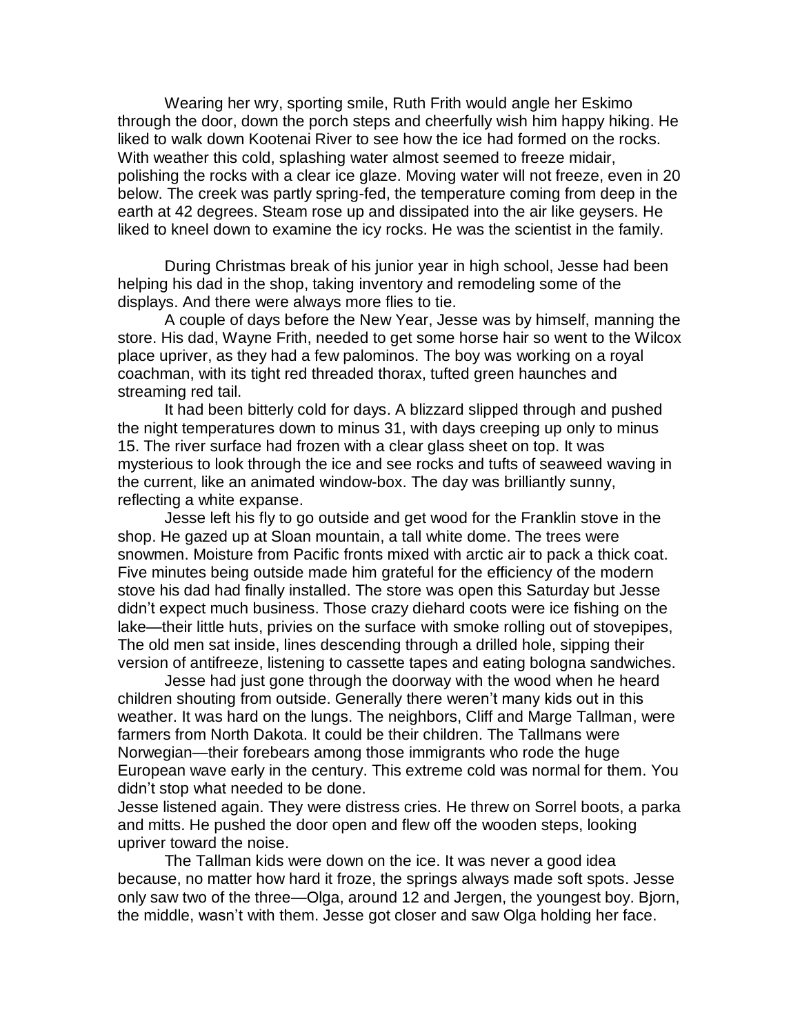Wearing her wry, sporting smile, Ruth Frith would angle her Eskimo through the door, down the porch steps and cheerfully wish him happy hiking. He liked to walk down Kootenai River to see how the ice had formed on the rocks. With weather this cold, splashing water almost seemed to freeze midair, polishing the rocks with a clear ice glaze. Moving water will not freeze, even in 20 below. The creek was partly spring-fed, the temperature coming from deep in the earth at 42 degrees. Steam rose up and dissipated into the air like geysers. He liked to kneel down to examine the icy rocks. He was the scientist in the family.

During Christmas break of his junior year in high school, Jesse had been helping his dad in the shop, taking inventory and remodeling some of the displays. And there were always more flies to tie.

A couple of days before the New Year, Jesse was by himself, manning the store. His dad, Wayne Frith, needed to get some horse hair so went to the Wilcox place upriver, as they had a few palominos. The boy was working on a royal coachman, with its tight red threaded thorax, tufted green haunches and streaming red tail.

It had been bitterly cold for days. A blizzard slipped through and pushed the night temperatures down to minus 31, with days creeping up only to minus 15. The river surface had frozen with a clear glass sheet on top. It was mysterious to look through the ice and see rocks and tufts of seaweed waving in the current, like an animated window-box. The day was brilliantly sunny, reflecting a white expanse.

Jesse left his fly to go outside and get wood for the Franklin stove in the shop. He gazed up at Sloan mountain, a tall white dome. The trees were snowmen. Moisture from Pacific fronts mixed with arctic air to pack a thick coat. Five minutes being outside made him grateful for the efficiency of the modern stove his dad had finally installed. The store was open this Saturday but Jesse didn't expect much business. Those crazy diehard coots were ice fishing on the lake—their little huts, privies on the surface with smoke rolling out of stovepipes, The old men sat inside, lines descending through a drilled hole, sipping their version of antifreeze, listening to cassette tapes and eating bologna sandwiches.

Jesse had just gone through the doorway with the wood when he heard children shouting from outside. Generally there weren't many kids out in this weather. It was hard on the lungs. The neighbors, Cliff and Marge Tallman, were farmers from North Dakota. It could be their children. The Tallmans were Norwegian—their forebears among those immigrants who rode the huge European wave early in the century. This extreme cold was normal for them. You didn't stop what needed to be done.

Jesse listened again. They were distress cries. He threw on Sorrel boots, a parka and mitts. He pushed the door open and flew off the wooden steps, looking upriver toward the noise.

The Tallman kids were down on the ice. It was never a good idea because, no matter how hard it froze, the springs always made soft spots. Jesse only saw two of the three—Olga, around 12 and Jergen, the youngest boy. Bjorn, the middle, wasn't with them. Jesse got closer and saw Olga holding her face.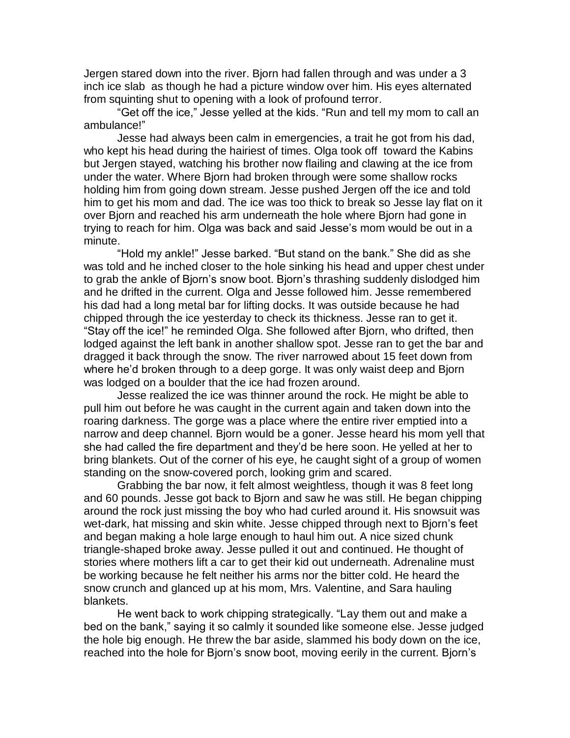Jergen stared down into the river. Bjorn had fallen through and was under a 3 inch ice slab as though he had a picture window over him. His eyes alternated from squinting shut to opening with a look of profound terror.

"Get off the ice," Jesse yelled at the kids. "Run and tell my mom to call an ambulance!"

Jesse had always been calm in emergencies, a trait he got from his dad, who kept his head during the hairiest of times. Olga took off toward the Kabins but Jergen stayed, watching his brother now flailing and clawing at the ice from under the water. Where Bjorn had broken through were some shallow rocks holding him from going down stream. Jesse pushed Jergen off the ice and told him to get his mom and dad. The ice was too thick to break so Jesse lay flat on it over Bjorn and reached his arm underneath the hole where Bjorn had gone in trying to reach for him. Olga was back and said Jesse's mom would be out in a minute.

"Hold my ankle!" Jesse barked. "But stand on the bank." She did as she was told and he inched closer to the hole sinking his head and upper chest under to grab the ankle of Bjorn's snow boot. Bjorn's thrashing suddenly dislodged him and he drifted in the current. Olga and Jesse followed him. Jesse remembered his dad had a long metal bar for lifting docks. It was outside because he had chipped through the ice yesterday to check its thickness. Jesse ran to get it. "Stay off the ice!" he reminded Olga. She followed after Bjorn, who drifted, then lodged against the left bank in another shallow spot. Jesse ran to get the bar and dragged it back through the snow. The river narrowed about 15 feet down from where he'd broken through to a deep gorge. It was only waist deep and Bjorn was lodged on a boulder that the ice had frozen around.

Jesse realized the ice was thinner around the rock. He might be able to pull him out before he was caught in the current again and taken down into the roaring darkness. The gorge was a place where the entire river emptied into a narrow and deep channel. Bjorn would be a goner. Jesse heard his mom yell that she had called the fire department and they'd be here soon. He yelled at her to bring blankets. Out of the corner of his eye, he caught sight of a group of women standing on the snow-covered porch, looking grim and scared.

Grabbing the bar now, it felt almost weightless, though it was 8 feet long and 60 pounds. Jesse got back to Bjorn and saw he was still. He began chipping around the rock just missing the boy who had curled around it. His snowsuit was wet-dark, hat missing and skin white. Jesse chipped through next to Bjorn's feet and began making a hole large enough to haul him out. A nice sized chunk triangle-shaped broke away. Jesse pulled it out and continued. He thought of stories where mothers lift a car to get their kid out underneath. Adrenaline must be working because he felt neither his arms nor the bitter cold. He heard the snow crunch and glanced up at his mom, Mrs. Valentine, and Sara hauling blankets.

He went back to work chipping strategically. "Lay them out and make a bed on the bank," saying it so calmly it sounded like someone else. Jesse judged the hole big enough. He threw the bar aside, slammed his body down on the ice, reached into the hole for Bjorn's snow boot, moving eerily in the current. Bjorn's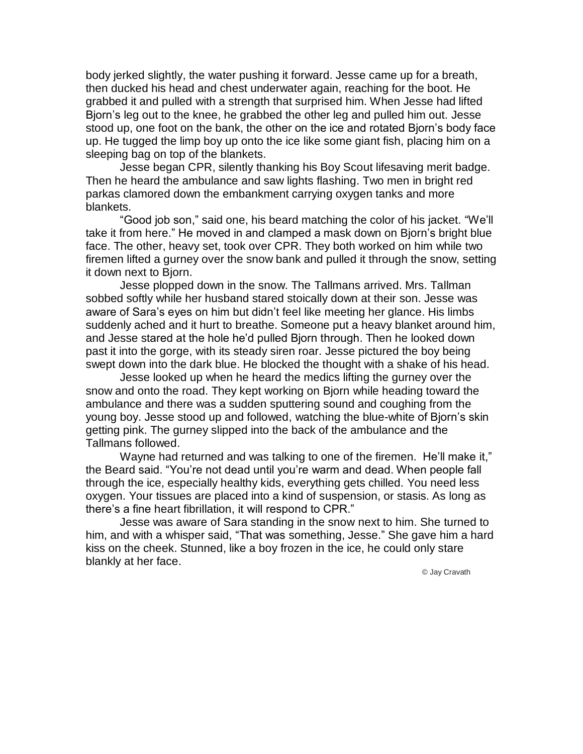body jerked slightly, the water pushing it forward. Jesse came up for a breath, then ducked his head and chest underwater again, reaching for the boot. He grabbed it and pulled with a strength that surprised him. When Jesse had lifted Bjorn's leg out to the knee, he grabbed the other leg and pulled him out. Jesse stood up, one foot on the bank, the other on the ice and rotated Bjorn's body face up. He tugged the limp boy up onto the ice like some giant fish, placing him on a sleeping bag on top of the blankets.

Jesse began CPR, silently thanking his Boy Scout lifesaving merit badge. Then he heard the ambulance and saw lights flashing. Two men in bright red parkas clamored down the embankment carrying oxygen tanks and more blankets.

"Good job son," said one, his beard matching the color of his jacket. "We'll take it from here." He moved in and clamped a mask down on Bjorn's bright blue face. The other, heavy set, took over CPR. They both worked on him while two firemen lifted a gurney over the snow bank and pulled it through the snow, setting it down next to Bjorn.

Jesse plopped down in the snow. The Tallmans arrived. Mrs. Tallman sobbed softly while her husband stared stoically down at their son. Jesse was aware of Sara's eyes on him but didn't feel like meeting her glance. His limbs suddenly ached and it hurt to breathe. Someone put a heavy blanket around him, and Jesse stared at the hole he'd pulled Bjorn through. Then he looked down past it into the gorge, with its steady siren roar. Jesse pictured the boy being swept down into the dark blue. He blocked the thought with a shake of his head.

Jesse looked up when he heard the medics lifting the gurney over the snow and onto the road. They kept working on Bjorn while heading toward the ambulance and there was a sudden sputtering sound and coughing from the young boy. Jesse stood up and followed, watching the blue-white of Bjorn's skin getting pink. The gurney slipped into the back of the ambulance and the Tallmans followed.

Wayne had returned and was talking to one of the firemen. He'll make it," the Beard said. "You're not dead until you're warm and dead. When people fall through the ice, especially healthy kids, everything gets chilled. You need less oxygen. Your tissues are placed into a kind of suspension, or stasis. As long as there's a fine heart fibrillation, it will respond to CPR."

Jesse was aware of Sara standing in the snow next to him. She turned to him, and with a whisper said, "That was something, Jesse." She gave him a hard kiss on the cheek. Stunned, like a boy frozen in the ice, he could only stare blankly at her face.

© Jay Cravath